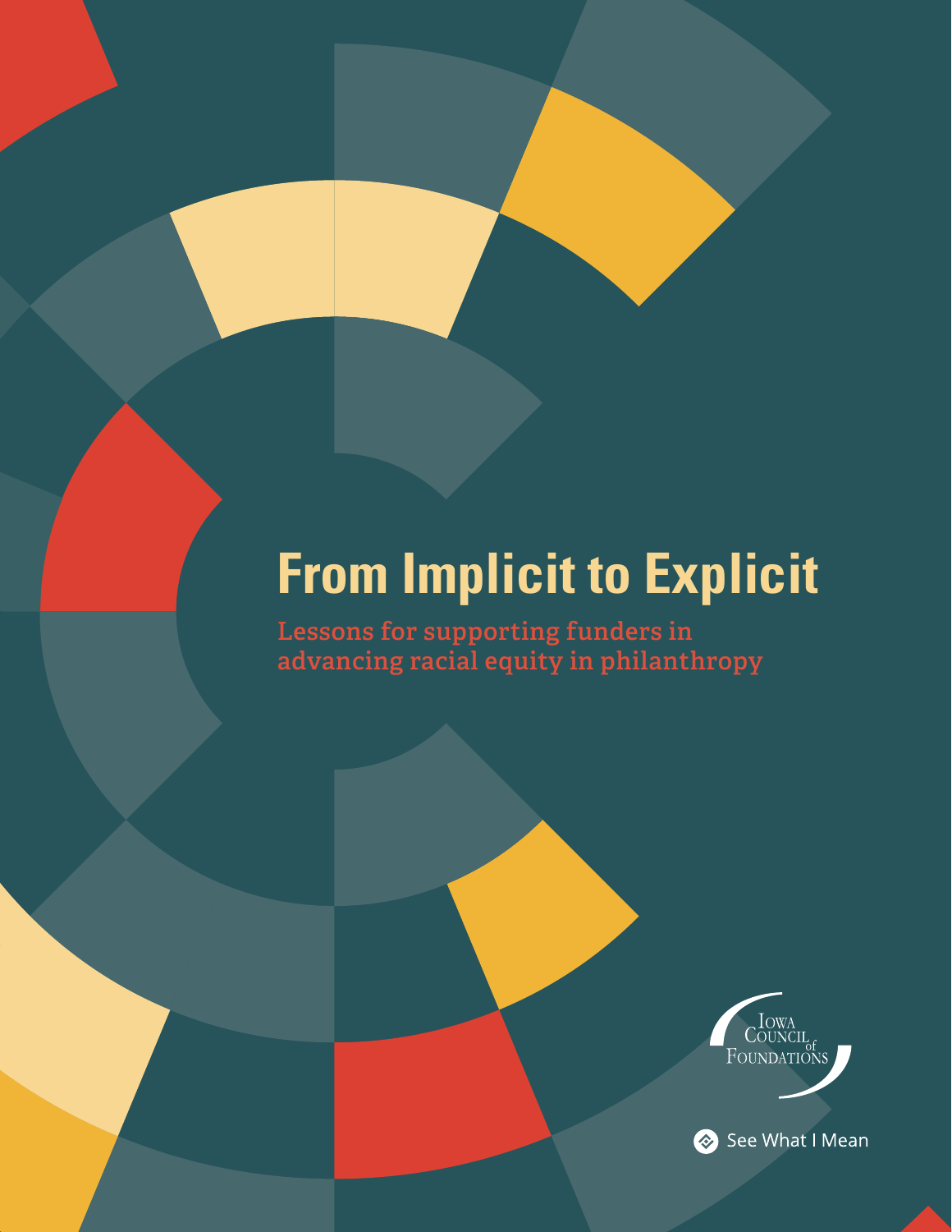# From Implicit to Explicit

## Lessons for supporting funders in advancing racial equity in philanthropy

Iowa Council of Foundations

See What I Mean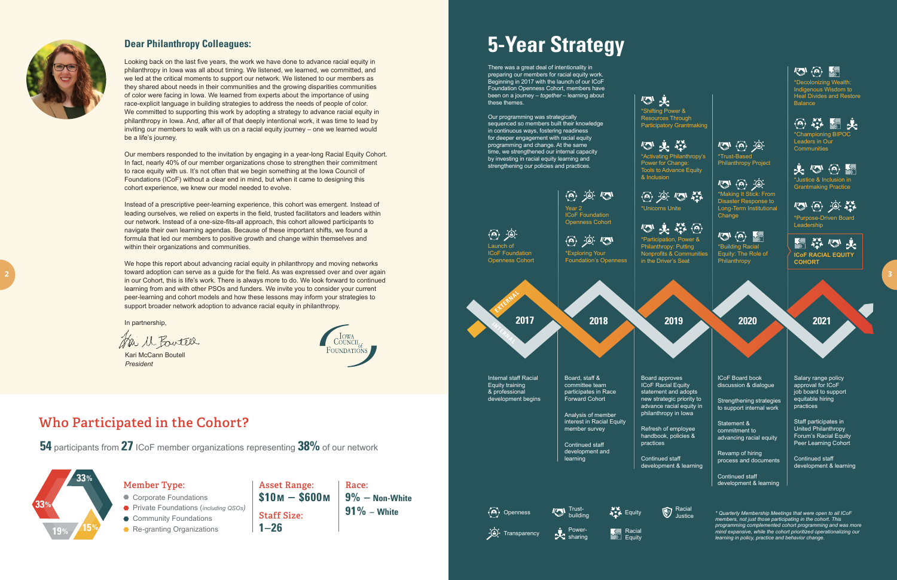## Dear Philanthropy Colleagues:

Looking back on the last five years, the work we have done to advance racial equity in philanthropy in Iowa was all about timing. We listened, we learned, we committed, and we led at the critical moments to support our network. We listened to our members as they shared about needs in their communities and the growing disparities communities of color were facing in Iowa. We learned from experts about the importance of using race-explicit language in building strategies to address the needs of people of color. We committed to supporting this work by adopting a strategy to advance racial equity in philanthropy in Iowa. And, after all of that deep learning, it was time to lead by inviting our members to walk with us on a racial equity journey – one we learned would be a life's journey.

Our members responded to the invitation by engaging in a year-long Racial Equity Cohort. In fact, nearly 40% of our member organizations chose to strengthen their commitment to race equity with us. It's not often that we begin something at the Iowa Council of Foundations (ICoF) without a clear end in mind, but when it came to designing this cohort experience, we knew our model needed to evolve.

Instead of a prescriptive peer-learning experience, this cohort was emergent. Instead of leading ourselves, we relied on experts in the field, trusted facilitators and leaders within our network. Instead of a one-size-fits-all approach, this cohort allowed participants to navigate their own learning agendas. Because of these important shifts, we found a formula that led our members to positive growth and change within themselves and within their organizations and communities.

We hope this report about advancing racial equity in philanthropy and moving networks toward adoption can serve as a guide for the field. As was expressed over and over again in our Cohort, this is life's work. There is always more to do. We look forward to continued learning from and with other PSOs and funders. We invite you to consider your current peer-learning and cohort models and how these lessons may inform your strategies to support broader network adoption to advance racial equity in philanthropy.

In partnership,

Kari McCann Boutell
*President*

Iowa Council of Foundations

## Who Participated in the Cohort?

**54** participants from **27** ICoF member organizations representing **38%** of our network

**Member Type:**
- 33% Corporate Foundations
- 33% Private Foundations (*including QSOs*)
- 19% Community Foundations
- 15% Re-granting Organizations

**Asset Range:** $10M – $600M

**Staff Size:** 1–26

**Race:**
- 9% – Non-White
- 91% – White

# 5-Year Strategy

There was a great deal of intentionality in preparing our members for racial equity work. Beginning in 2017 with the launch of our ICoF Foundation Openness Cohort, members have been on a journey – *together* – learning about these themes.

Our programming was strategically sequenced so members built their knowledge in continuous ways, fostering readiness for deeper engagement with racial equity programming and change. At the same time, we strengthened our internal capacity by investing in racial equity learning and strengthening our policies and practices.

### External

**2017**
- Launch of ICoF Foundation Openness Cohort

**2018**
- Year 2 ICoF Foundation Openness Cohort
- *Exploring Your Foundation's Openness

**2019**
- *Shifting Power & Resources Through Participatory Grantmaking
- *Activating Philanthropy's Power for Change: Tools to Advance Equity & Inclusion
- *Unicorns Unite
- *Participation, Power & Philanthropy: Putting Nonprofits & Communities in the Driver's Seat

**2020**
- *Trust-Based Philanthropy Project
- *Making It Stick: From Disaster Response to Long-Term Institutional Change
- *Building Racial Equity: The Role of Philanthropy

**2021**
- *Decolonizing Wealth: Indigenous Wisdom to Heal Divides and Restore Balance
- *Championing BIPOC Leaders in Our Communities
- *Justice & Inclusion in Grantmaking Practice
- *Purpose-Driven Board Leadership
- **ICoF RACIAL EQUITY COHORT**

### Internal

**2017**
- Internal staff Racial Equity training & professional development begins

**2018**
- Board, staff & committee team participates in Race Forward Cohort
- Analysis of member interest in Racial Equity member survey
- Continued staff development and learning

**2019**
- Board approves ICoF Racial Equity statement and adopts new strategic priority to advance racial equity in philanthropy in Iowa
- Refresh of employee handbook, policies & practices
- Continued staff development & learning

**2020**
- ICoF Board book discussion & dialogue
- Strengthening strategies to support internal work
- Statement & commitment to advancing racial equity
- Revamp of hiring process and documents
- Continued staff development & learning

**2021**
- Salary range policy approval for ICoF job board to support equitable hiring practices
- Staff participates in United Philanthropy Forum's Racial Equity Peer Learning Cohort
- Continued staff development & learning

**Key:** Openness · Transparency · Trust-building · Power-sharing · Equity · Racial Equity · Racial Justice

*\* Quarterly Membership Meetings that were open to all ICoF members, not just those participating in the cohort. This programming complemented cohort programming and was more mind expansive, while the cohort prioritized operationalizing our learning in policy, practice and behavior change.*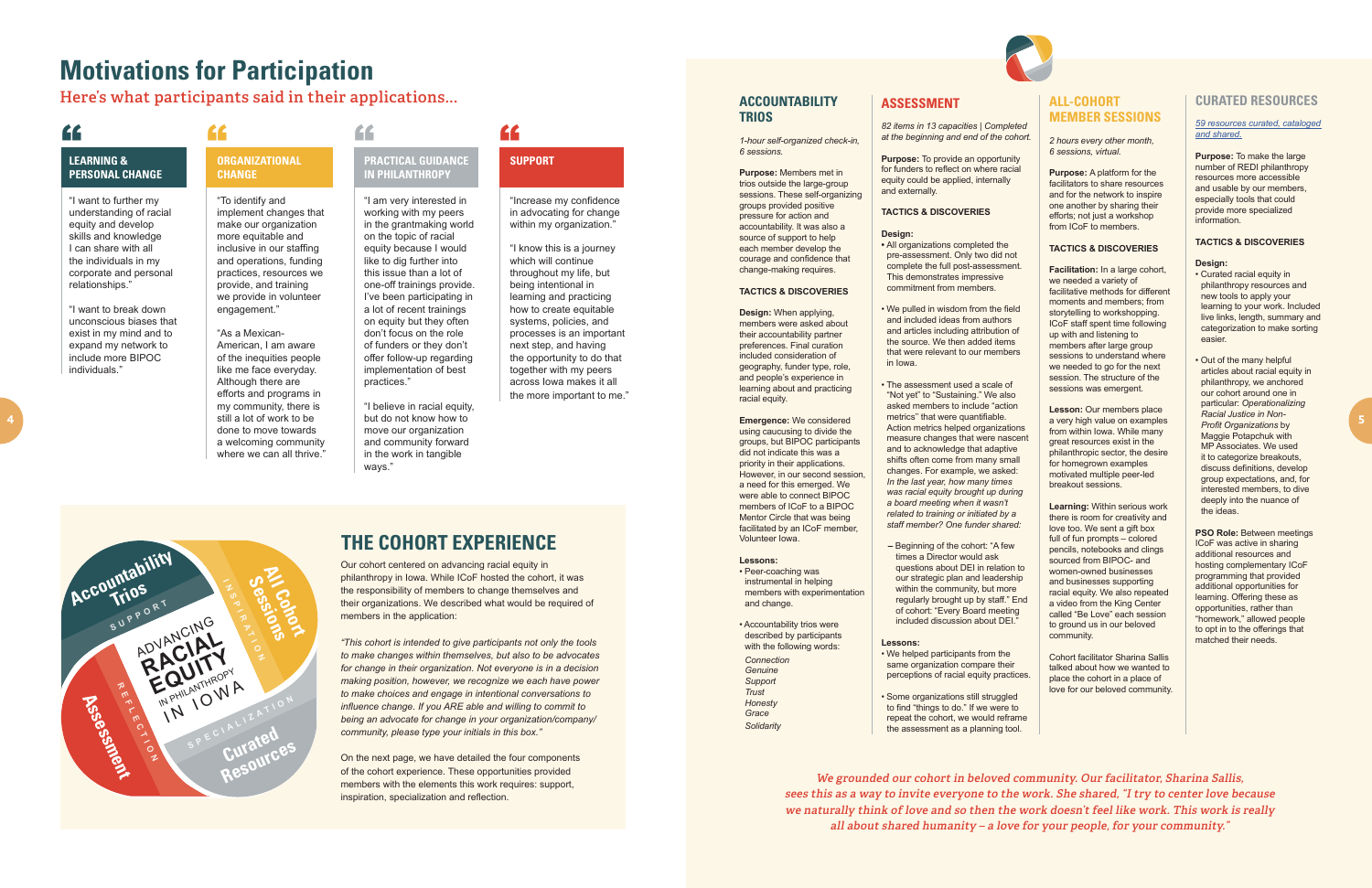# Motivations for Participation

## Here's what participants said in their applications...

### LEARNING & PERSONAL CHANGE

"I want to further my understanding of racial equity and develop skills and knowledge I can share with all the individuals in my corporate and personal relationships."

"I want to break down unconscious biases that exist in my mind and to expand my network to include more BIPOC individuals."

### ORGANIZATIONAL CHANGE

"To identify and implement changes that make our organization more equitable and inclusive in our staffing and operations, funding practices, resources we provide, and training we provide in volunteer engagement."

"As a Mexican-American, I am aware of the inequities people like me face everyday. Although there are efforts and programs in my community, there is still a lot of work to be done to move towards a welcoming community where we can all thrive."

### PRACTICAL GUIDANCE IN PHILANTHROPY

"I am very interested in working with my peers in the grantmaking world on the topic of racial equity because I would like to dig further into this issue than a lot of one-off trainings provide. I've been participating in a lot of recent trainings on equity but they often don't focus on the role of funders or they don't offer follow-up regarding implementation of best practices."

"I believe in racial equity, but do not know how to move our organization and community forward in the work in tangible ways."

### SUPPORT

"Increase my confidence in advocating for change within my organization."

"I know this is a journey which will continue throughout my life, but being intentional in learning and practicing how to create equitable systems, policies, and processes is an important next step, and having the opportunity to do that together with my peers across Iowa makes it all the more important to me."

Accountability Trios · SUPPORT · All Cohort Sessions · INSPIRATION · Curated Resources · SPECIALIZATION · Assessment · REFLECTION · ADVANCING RACIAL EQUITY IN PHILANTHROPY IN IOWA

## THE COHORT EXPERIENCE

Our cohort centered on advancing racial equity in philanthropy in Iowa. While ICoF hosted the cohort, it was the responsibility of members to change themselves and their organizations. We described what would be required of members in the application:

*"This cohort is intended to give participants not only the tools to make changes within themselves, but also to be advocates for change in their organization. Not everyone is in a decision making position, however, we recognize we each have power to make choices and engage in intentional conversations to influence change. If you ARE able and willing to commit to being an advocate for change in your organization/company/community, please type your initials in this box."*

On the next page, we have detailed the four components of the cohort experience. These opportunities provided members with the elements this work requires: support, inspiration, specialization and reflection.

## ACCOUNTABILITY TRIOS

*1-hour self-organized check-in, 6 sessions.*

**Purpose:** Members met in trios outside the large-group sessions. These self-organizing groups provided positive pressure for action and accountability. It was also a source of support to help each member develop the courage and confidence that change-making requires.

### TACTICS & DISCOVERIES

**Design:** When applying, members were asked about their accountability partner preferences. Final curation included consideration of geography, funder type, role, and people's experience in learning about and practicing racial equity.

**Emergence:** We considered using caucusing to divide the groups, but BIPOC participants did not indicate this was a priority in their applications. However, in our second session, a need for this emerged. We were able to connect BIPOC members of ICoF to a BIPOC Mentor Circle that was being facilitated by an ICoF member, Volunteer Iowa.

**Lessons:**

- Peer-coaching was instrumental in helping members with experimentation and change.
- Accountability trios were described by participants with the following words:
  *Connection*
  *Genuine*
  *Support*
  *Trust*
  *Honesty*
  *Grace*
  *Solidarity*

## ASSESSMENT

*82 items in 13 capacities | Completed at the beginning and end of the cohort.*

**Purpose:** To provide an opportunity for funders to reflect on where racial equity could be applied, internally and externally.

### TACTICS & DISCOVERIES

**Design:**

- All organizations completed the pre-assessment. Only two did not complete the full post-assessment. This demonstrates impressive commitment from members.
- We pulled in wisdom from the field and included ideas from authors and articles including attribution of the source. We then added items that were relevant to our members in Iowa.
- The assessment used a scale of "Not yet" to "Sustaining." We also asked members to include "action metrics" that were quantifiable. Action metrics helped organizations measure changes that were nascent and to acknowledge that adaptive shifts often come from many small changes. For example, we asked: *In the last year, how many times was racial equity brought up during a board meeting when it wasn't related to training or initiated by a staff member? One funder shared:*
  - Beginning of the cohort: "A few times a Director would ask questions about DEI in relation to our strategic plan and leadership within the community, but more regularly brought up by staff." End of cohort: "Every Board meeting included discussion about DEI."

**Lessons:**

- We helped participants from the same organization compare their perceptions of racial equity practices.
- Some organizations still struggled to find "things to do." If we were to repeat the cohort, we would reframe the assessment as a planning tool.

## ALL-COHORT MEMBER SESSIONS

*2 hours every other month, 6 sessions, virtual.*

**Purpose:** A platform for the facilitators to share resources and for the network to inspire one another by sharing their efforts; not just a workshop from ICoF to members.

### TACTICS & DISCOVERIES

**Facilitation:** In a large cohort, we needed a variety of facilitative methods for different moments and members; from storytelling to workshopping. ICoF staff spent time following up with and listening to members after large group sessions to understand where we needed to go for the next session. The structure of the sessions was emergent.

**Lesson:** Our members place a very high value on examples from within Iowa. While many great resources exist in the philanthropic sector, the desire for homegrown examples motivated multiple peer-led breakout sessions.

**Learning:** Within serious work there is room for creativity and love too. We sent a gift box full of fun prompts – colored pencils, notebooks and clings sourced from BIPOC- and women-owned businesses and businesses supporting racial equity. We also repeated a video from the King Center called "Be Love" each session to ground us in our beloved community.

Cohort facilitator Sharina Sallis talked about how we wanted to place the cohort in a place of love for our beloved community.

## CURATED RESOURCES

*59 resources curated, cataloged and shared.*

**Purpose:** To make the large number of REDI philanthropy resources more accessible and usable by our members, especially tools that could provide more specialized information.

### TACTICS & DISCOVERIES

**Design:**

- Curated racial equity in philanthropy resources and new tools to apply your learning to your work. Included live links, length, summary and categorization to make sorting easier.
- Out of the many helpful articles about racial equity in philanthropy, we anchored our cohort around one in particular: *Operationalizing Racial Justice in Non-Profit Organizations* by Maggie Potapchuk with MP Associates. We used it to categorize breakouts, discuss definitions, develop group expectations, and, for interested members, to dive deeply into the nuance of the ideas.

**PSO Role:** Between meetings ICoF was active in sharing additional resources and hosting complementary ICoF programming that provided additional opportunities for learning. Offering these as opportunities, rather than "homework," allowed people to opt in to the offerings that matched their needs.

*We grounded our cohort in beloved community. Our facilitator, Sharina Sallis, sees this as a way to invite everyone to the work. She shared, "I try to center love because we naturally think of love and so then the work doesn't feel like work. This work is really all about shared humanity – a love for your people, for your community."*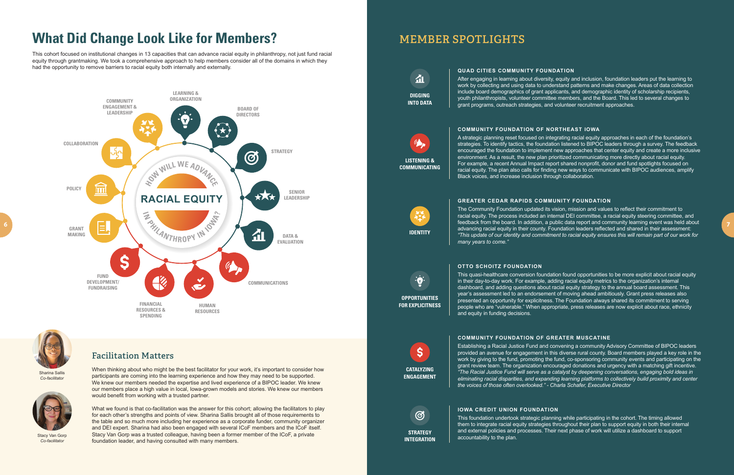# What Did Change Look Like for Members?

This cohort focused on institutional changes in 13 capacities that can advance racial equity in philanthropy, not just fund racial equity through grantmaking. We took a comprehensive approach to help members consider all of the domains in which they had the opportunity to remove barriers to racial equity both internally and externally.

**HOW WILL WE ADVANCE RACIAL EQUITY IN PHILANTHROPY IN IOWA?**

- Learning & Organization
- Board of Directors
- Strategy
- Senior Leadership
- Data & Evaluation
- Communications
- Human Resources
- Financial Resources & Spending
- Fund Development/Fundraising
- Grant Making
- Policy
- Collaboration
- Community Engagement & Leadership

## Facilitation Matters

Sharina Sallis
*Co-facilitator*

Stacy Van Gorp
*Co-facilitator*

When thinking about who might be the best facilitator for your work, it's important to consider how participants are coming into the learning experience and how they may need to be supported. We knew our members needed the expertise and lived experience of a BIPOC leader. We knew our members place a high value in local, Iowa-grown models and stories. We knew our members would benefit from working with a trusted partner.

What we found is that co-facilitation was the answer for this cohort; allowing the facilitators to play for each other's strengths and points of view. Sharina Sallis brought all of those requirements to the table and so much more including her experience as a corporate funder, community organizer and DEI expert. Sharina had also been engaged with several ICoF members and the ICoF itself. Stacy Van Gorp was a trusted colleague, having been a former member of the ICoF, a private foundation leader, and having consulted with many members.

# MEMBER SPOTLIGHTS

**DIGGING INTO DATA**

### QUAD CITIES COMMUNITY FOUNDATION

After engaging in learning about diversity, equity and inclusion, foundation leaders put the learning to work by collecting and using data to understand patterns and make changes. Areas of data collection include board demographics of grant applicants, and demographic identity of scholarship recipients, youth philanthropists, volunteer committee members, and the Board. This led to several changes to grant programs, outreach strategies, and volunteer recruitment approaches.

**LISTENING & COMMUNICATING**

### COMMUNITY FOUNDATION OF NORTHEAST IOWA

A strategic planning reset focused on integrating racial equity approaches in each of the foundation's strategies. To identify tactics, the foundation listened to BIPOC leaders through a survey. The feedback encouraged the foundation to implement new approaches that center equity and create a more inclusive environment. As a result, the new plan prioritized communicating more directly about racial equity. For example, a recent Annual Impact report shared nonprofit, donor and fund spotlights focused on racial equity. The plan also calls for finding new ways to communicate with BIPOC audiences, amplify Black voices, and increase inclusion through collaboration.

**IDENTITY**

### GREATER CEDAR RAPIDS COMMUNITY FOUNDATION

The Community Foundation updated its vision, mission and values to reflect their commitment to racial equity. The process included an internal DEI committee, a racial equity steering committee, and feedback from the board. In addition, a public data report and community learning event was held about advancing racial equity in their county. Foundation leaders reflected and shared in their assessment: *"This update of our identity and commitment to racial equity ensures this will remain part of our work for many years to come."*

**OPPORTUNITIES FOR EXPLICITNESS**

### OTTO SCHOITZ FOUNDATION

This quasi-healthcare conversion foundation found opportunities to be more explicit about racial equity in their day-to-day work. For example, adding racial equity metrics to the organization's internal dashboard, and adding questions about racial equity strategy to the annual board assessment. This year's assessment led to an endorsement of moving ahead ambitiously. Grant press releases also presented an opportunity for explicitness. The Foundation always shared its commitment to serving people who are "vulnerable." When appropriate, press releases are now explicit about race, ethnicity and equity in funding decisions.

**CATALYZING ENGAGEMENT**

### COMMUNITY FOUNDATION OF GREATER MUSCATINE

Establishing a Racial Justice Fund and convening a community Advisory Committee of BIPOC leaders provided an avenue for engagement in this diverse rural county. Board members played a key role in the work by giving to the fund, promoting the fund, co-sponsoring community events and participating on the grant review team. The organization encouraged donations and urgency with a matching gift incentive. *"The Racial Justice Fund will serve as a catalyst by deepening conversations, engaging bold ideas in eliminating racial disparities, and expanding learning platforms to collectively build proximity and center the voices of those often overlooked." - Charla Schafer, Executive Director*

**STRATEGY INTEGRATION**

### IOWA CREDIT UNION FOUNDATION

This foundation undertook strategic planning while participating in the cohort. The timing allowed them to integrate racial equity strategies throughout their plan to support equity in both their internal and external policies and processes. Their next phase of work will utilize a dashboard to support accountability to the plan.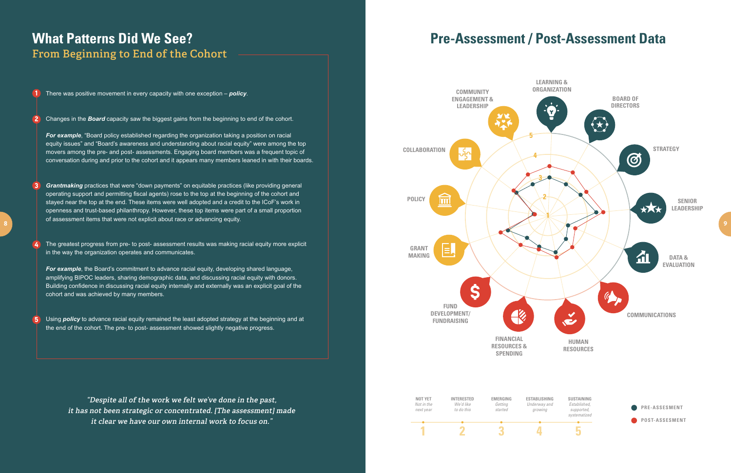# What Patterns Did We See?

## From Beginning to End of the Cohort

1. There was positive movement in every capacity with one exception – ***policy***.

2. Changes in the ***Board*** capacity saw the biggest gains from the beginning to end of the cohort.

   ***For example***, "Board policy established regarding the organization taking a position on racial equity issues" and "Board's awareness and understanding about racial equity" were among the top movers among the pre- and post- assessments. Engaging board members was a frequent topic of conversation during and prior to the cohort and it appears many members leaned in with their boards.

3. ***Grantmaking*** practices that were "down payments" on equitable practices (like providing general operating support and permitting fiscal agents) rose to the top at the beginning of the cohort and stayed near the top at the end. These items were well adopted and a credit to the ICoF's work in openness and trust-based philanthropy. However, these top items were part of a small proportion of assessment items that were not explicit about race or advancing equity.

4. The greatest progress from pre- to post- assessment results was making racial equity more explicit in the way the organization operates and communicates.

   ***For example***, the Board's commitment to advance racial equity, developing shared language, amplifying BIPOC leaders, sharing demographic data, and discussing racial equity with donors. Building confidence in discussing racial equity internally and externally was an explicit goal of the cohort and was achieved by many members.

5. Using ***policy*** to advance racial equity remained the least adopted strategy at the beginning and at the end of the cohort. The pre- to post- assessment showed slightly negative progress.

*"Despite all of the work we felt we've done in the past, it has not been strategic or concentrated. [The assessment] made it clear we have our own internal work to focus on."*

# Pre-Assessment / Post-Assessment Data

LEARNING & ORGANIZATION

BOARD OF DIRECTORS

STRATEGY

SENIOR LEADERSHIP

DATA & EVALUATION

COMMUNICATIONS

HUMAN RESOURCES

FINANCIAL RESOURCES & SPENDING

FUND DEVELOPMENT/ FUNDRAISING

GRANT MAKING

POLICY

COLLABORATION

COMMUNITY ENGAGEMENT & LEADERSHIP

| 1 | 2 | 3 | 4 | 5 |
|---|---|---|---|---|
| NOT YET *Not in the next year* | INTERESTED *We'd like to do this* | EMERGING *Getting started* | ESTABLISHING *Underway and growing* | SUSTAINING *Established, supported, systematized* |

PRE-ASSESMENT

POST-ASSESMENT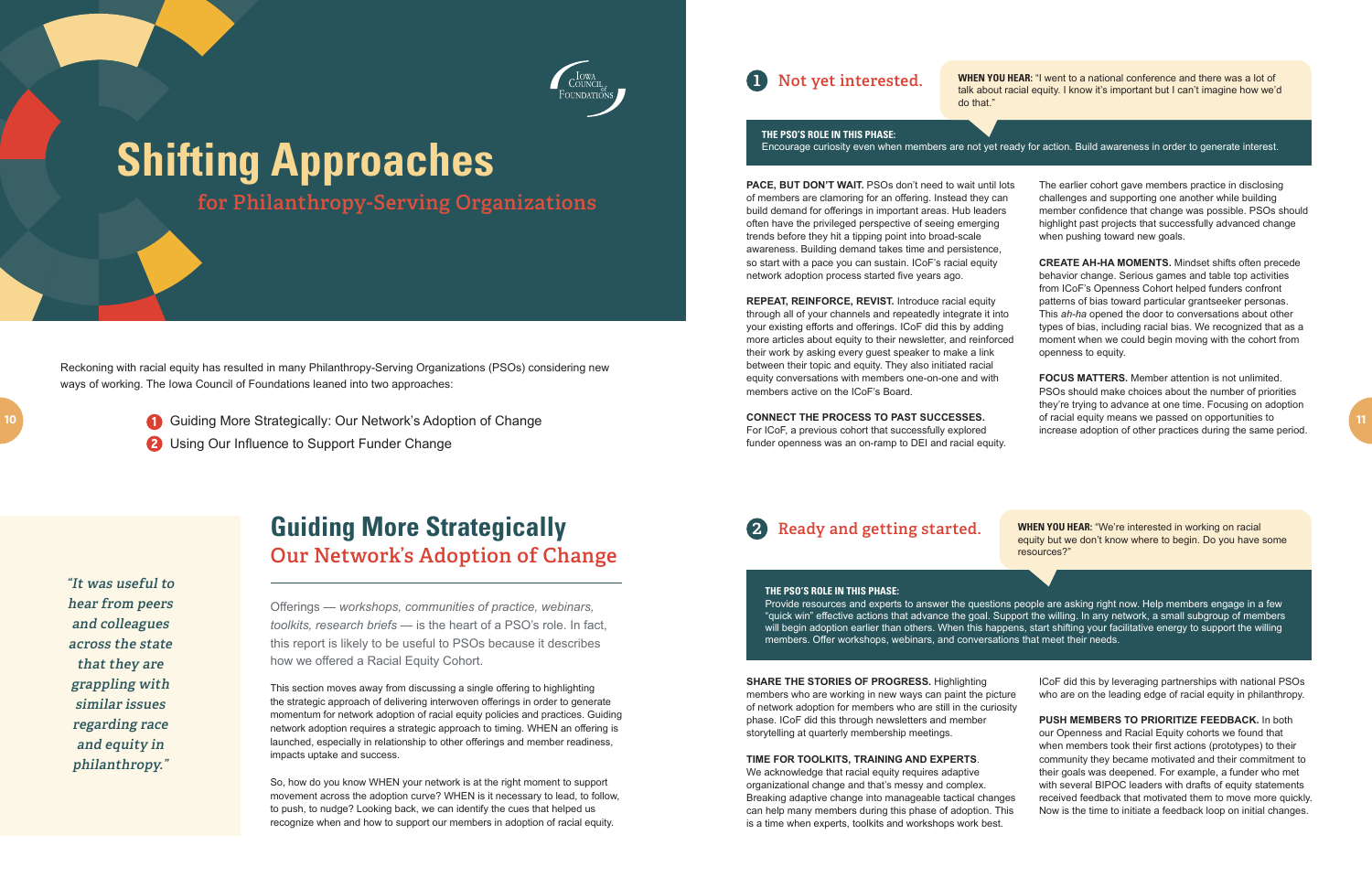# Shifting Approaches

## for Philanthropy-Serving Organizations

Reckoning with racial equity has resulted in many Philanthropy-Serving Organizations (PSOs) considering new ways of working. The Iowa Council of Foundations leaned into two approaches:

1. Guiding More Strategically: Our Network's Adoption of Change
2. Using Our Influence to Support Funder Change

> *"It was useful to hear from peers and colleagues across the state that they are grappling with similar issues regarding race and equity in philanthropy."*

## Guiding More Strategically

### Our Network's Adoption of Change

Offerings — *workshops, communities of practice, webinars, toolkits, research briefs* — is the heart of a PSO's role. In fact, this report is likely to be useful to PSOs because it describes how we offered a Racial Equity Cohort.

This section moves away from discussing a single offering to highlighting the strategic approach of delivering interwoven offerings in order to generate momentum for network adoption of racial equity policies and practices. Guiding network adoption requires a strategic approach to timing. WHEN an offering is launched, especially in relationship to other offerings and member readiness, impacts uptake and success.

So, how do you know WHEN your network is at the right moment to support movement across the adoption curve? WHEN is it necessary to lead, to follow, to push, to nudge? Looking back, we can identify the cues that helped us recognize when and how to support our members in adoption of racial equity.

### 1 Not yet interested.

**WHEN YOU HEAR:** "I went to a national conference and there was a lot of talk about racial equity. I know it's important but I can't imagine how we'd do that."

**THE PSO'S ROLE IN THIS PHASE:**
Encourage curiosity even when members are not yet ready for action. Build awareness in order to generate interest.

**PACE, BUT DON'T WAIT.** PSOs don't need to wait until lots of members are clamoring for an offering. Instead they can build demand for offerings in important areas. Hub leaders often have the privileged perspective of seeing emerging trends before they hit a tipping point into broad-scale awareness. Building demand takes time and persistence, so start with a pace you can sustain. ICoF's racial equity network adoption process started five years ago.

**REPEAT, REINFORCE, REVISIT.** Introduce racial equity through all of your channels and repeatedly integrate it into your existing efforts and offerings. ICoF did this by adding more articles about equity to their newsletter, and reinforced their work by asking every guest speaker to make a link between their topic and equity. They also initiated racial equity conversations with members one-on-one and with members active on the ICoF's Board.

**CONNECT THE PROCESS TO PAST SUCCESSES.** For ICoF, a previous cohort that successfully explored funder openness was an on-ramp to DEI and racial equity. The earlier cohort gave members practice in disclosing challenges and supporting one another while building member confidence that change was possible. PSOs should highlight past projects that successfully advanced change when pushing toward new goals.

**CREATE AH-HA MOMENTS.** Mindset shifts often precede behavior change. Serious games and table top activities from ICoF's Openness Cohort helped funders confront patterns of bias toward particular grantseeker personas. This *ah-ha* opened the door to conversations about other types of bias, including racial bias. We recognized that as a moment when we could begin moving with the cohort from openness to equity.

**FOCUS MATTERS.** Member attention is not unlimited. PSOs should make choices about the number of priorities they're trying to advance at one time. Focusing on adoption of racial equity means we passed on opportunities to increase adoption of other practices during the same period.

### 2 Ready and getting started.

**WHEN YOU HEAR:** "We're interested in working on racial equity but we don't know where to begin. Do you have some resources?"

**THE PSO'S ROLE IN THIS PHASE:**
Provide resources and experts to answer the questions people are asking right now. Help members engage in a few "quick win" effective actions that advance the goal. Support the willing. In any network, a small subgroup of members will begin adoption earlier than others. When this happens, start shifting your facilitative energy to support the willing members. Offer workshops, webinars, and conversations that meet their needs.

**SHARE THE STORIES OF PROGRESS.** Highlighting members who are working in new ways can paint the picture of network adoption for members who are still in the curiosity phase. ICoF did this through newsletters and member storytelling at quarterly membership meetings.

**TIME FOR TOOLKITS, TRAINING AND EXPERTS.** We acknowledge that racial equity requires adaptive organizational change and that's messy and complex. Breaking adaptive change into manageable tactical changes can help many members during this phase of adoption. This is a time when experts, toolkits and workshops work best. ICoF did this by leveraging partnerships with national PSOs who are on the leading edge of racial equity in philanthropy.

**PUSH MEMBERS TO PRIORITIZE FEEDBACK.** In both our Openness and Racial Equity cohorts we found that when members took their first actions (prototypes) to their community they became motivated and their commitment to their goals was deepened. For example, a funder who met with several BIPOC leaders with drafts of equity statements received feedback that motivated them to move more quickly. Now is the time to initiate a feedback loop on initial changes.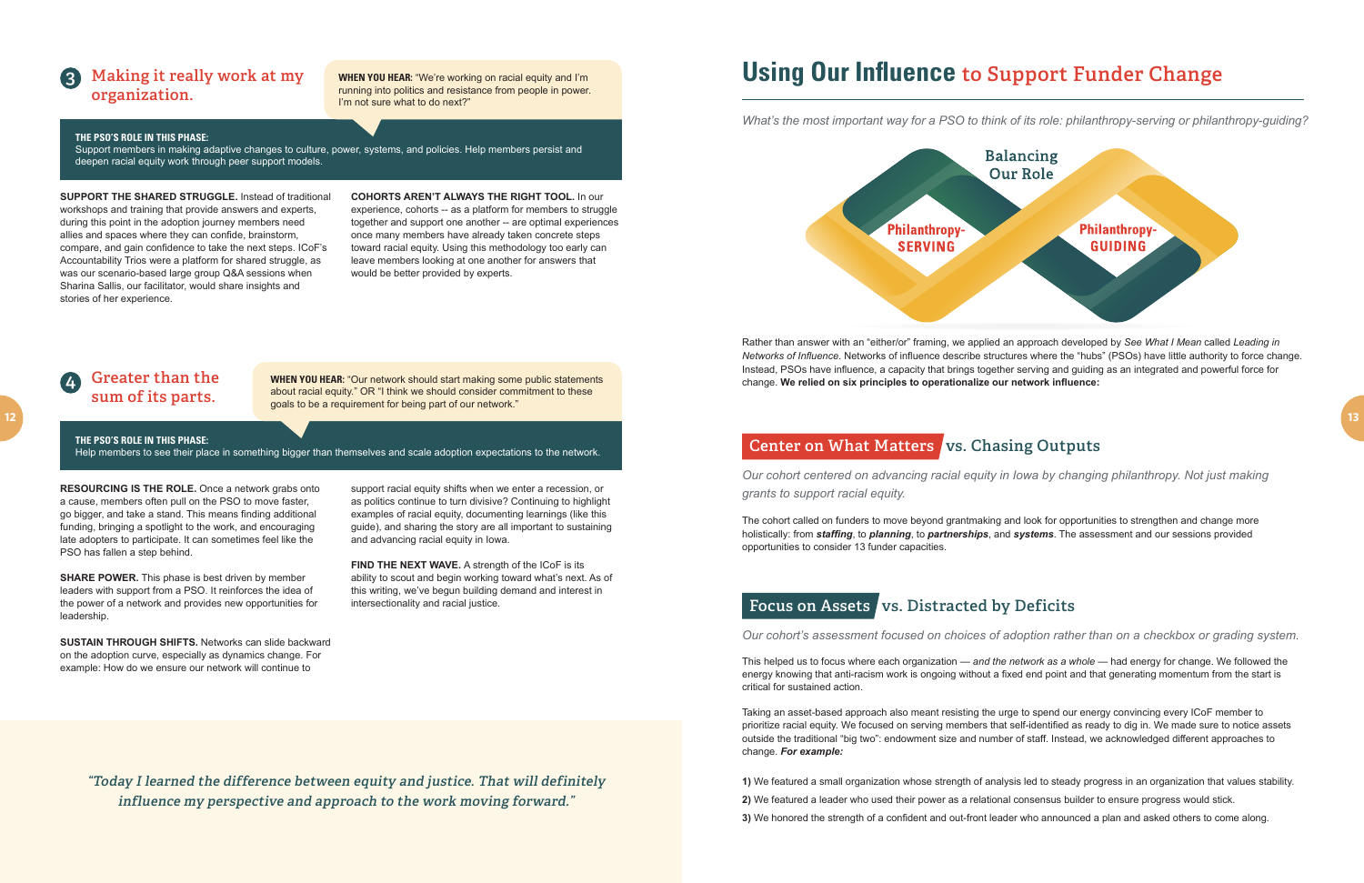## 3 Making it really work at my organization.

**WHEN YOU HEAR:** "We're working on racial equity and I'm running into politics and resistance from people in power. I'm not sure what to do next?"

**THE PSO'S ROLE IN THIS PHASE:**
Support members in making adaptive changes to culture, power, systems, and policies. Help members persist and deepen racial equity work through peer support models.

**SUPPORT THE SHARED STRUGGLE.** Instead of traditional workshops and training that provide answers and experts, during this point in the adoption journey members need allies and spaces where they can confide, brainstorm, compare, and gain confidence to take the next steps. ICoF's Accountability Trios were a platform for shared struggle, as was our scenario-based large group Q&A sessions when Sharina Sallis, our facilitator, would share insights and stories of her experience.

**COHORTS AREN'T ALWAYS THE RIGHT TOOL.** In our experience, cohorts -- as a platform for members to struggle together and support one another -- are optimal experiences once many members have already taken concrete steps toward racial equity. Using this methodology too early can leave members looking at one another for answers that would be better provided by experts.

## 4 Greater than the sum of its parts.

**WHEN YOU HEAR:** "Our network should start making some public statements about racial equity." OR "I think we should consider commitment to these goals to be a requirement for being part of our network."

**THE PSO'S ROLE IN THIS PHASE:**
Help members to see their place in something bigger than themselves and scale adoption expectations to the network.

**RESOURCING IS THE ROLE.** Once a network grabs onto a cause, members often pull on the PSO to move faster, go bigger, and take a stand. This means finding additional funding, bringing a spotlight to the work, and encouraging late adopters to participate. It can sometimes feel like the PSO has fallen a step behind.

**SHARE POWER.** This phase is best driven by member leaders with support from a PSO. It reinforces the idea of the power of a network and provides new opportunities for leadership.

**SUSTAIN THROUGH SHIFTS.** Networks can slide backward on the adoption curve, especially as dynamics change. For example: How do we ensure our network will continue to support racial equity shifts when we enter a recession, or as politics continue to turn divisive? Continuing to highlight examples of racial equity, documenting learnings (like this guide), and sharing the story are all important to sustaining and advancing racial equity in Iowa.

**FIND THE NEXT WAVE.** A strength of the ICoF is its ability to scout and begin working toward what's next. As of this writing, we've begun building demand and interest in intersectionality and racial justice.

> *"Today I learned the difference between equity and justice. That will definitely influence my perspective and approach to the work moving forward."*

# Using Our Influence to Support Funder Change

*What's the most important way for a PSO to think of its role: philanthropy-serving or philanthropy-guiding?*

Balancing Our Role

Philanthropy-SERVING | Philanthropy-GUIDING

Rather than answer with an "either/or" framing, we applied an approach developed by *See What I Mean* called *Leading in Networks of Influence*. Networks of influence describe structures where the "hubs" (PSOs) have little authority to force change. Instead, PSOs have influence, a capacity that brings together serving and guiding as an integrated and powerful force for change. **We relied on six principles to operationalize our network influence:**

## Center on What Matters vs. Chasing Outputs

*Our cohort centered on advancing racial equity in Iowa by changing philanthropy. Not just making grants to support racial equity.*

The cohort called on funders to move beyond grantmaking and look for opportunities to strengthen and change more holistically: from ***staffing***, to ***planning***, to ***partnerships***, and ***systems***. The assessment and our sessions provided opportunities to consider 13 funder capacities.

## Focus on Assets vs. Distracted by Deficits

*Our cohort's assessment focused on choices of adoption rather than on a checkbox or grading system.*

This helped us to focus where each organization — *and the network as a whole* — had energy for change. We followed the energy knowing that anti-racism work is ongoing without a fixed end point and that generating momentum from the start is critical for sustained action.

Taking an asset-based approach also meant resisting the urge to spend our energy convincing every ICoF member to prioritize racial equity. We focused on serving members that self-identified as ready to dig in. We made sure to notice assets outside the traditional "big two": endowment size and number of staff. Instead, we acknowledged different approaches to change. ***For example:***

1) We featured a small organization whose strength of analysis led to steady progress in an organization that values stability.

2) We featured a leader who used their power as a relational consensus builder to ensure progress would stick.

3) We honored the strength of a confident and out-front leader who announced a plan and asked others to come along.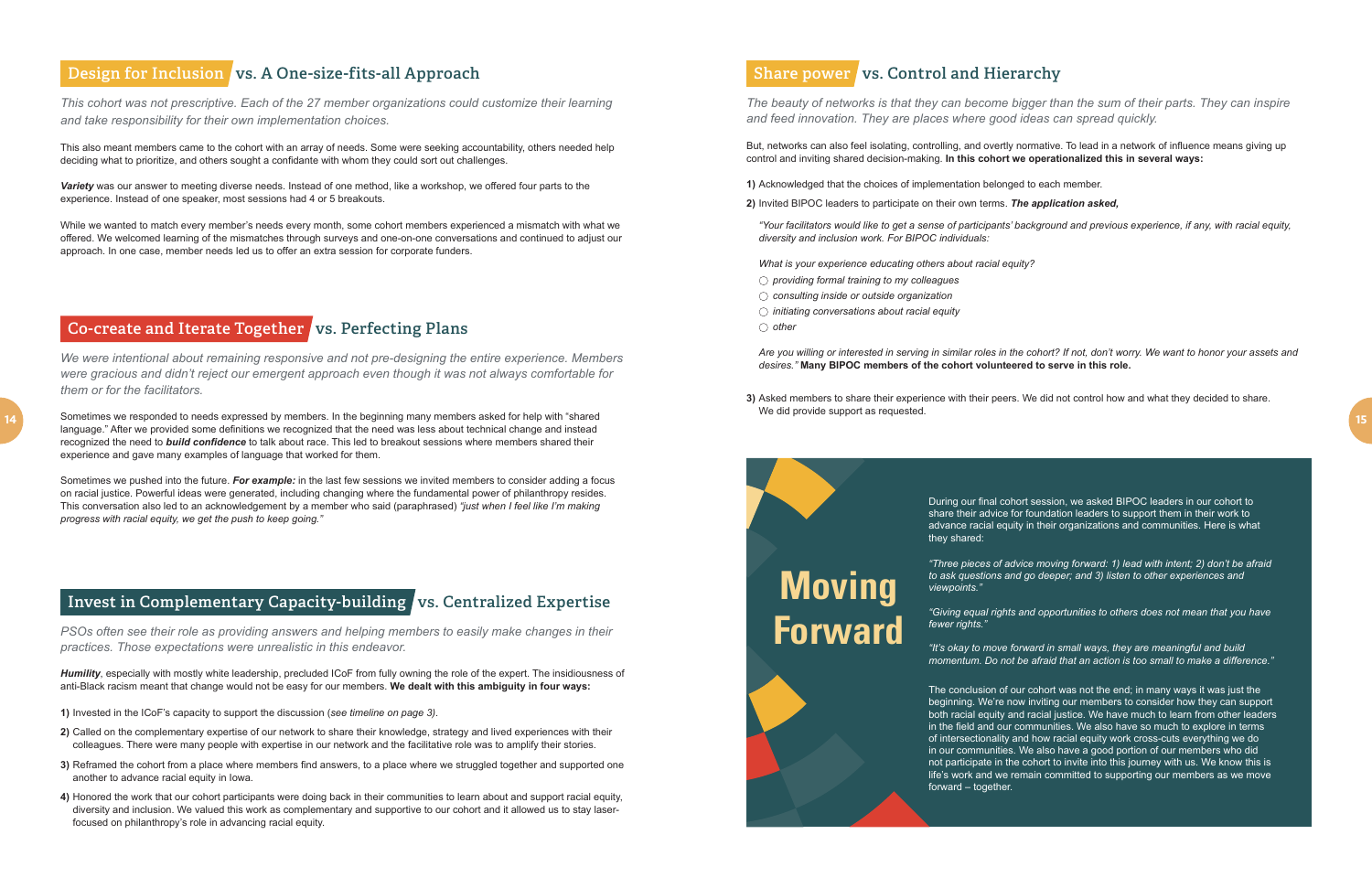## Design for Inclusion vs. A One-size-fits-all Approach

*This cohort was not prescriptive. Each of the 27 member organizations could customize their learning and take responsibility for their own implementation choices.*

This also meant members came to the cohort with an array of needs. Some were seeking accountability, others needed help deciding what to prioritize, and others sought a confidante with whom they could sort out challenges.

***Variety*** was our answer to meeting diverse needs. Instead of one method, like a workshop, we offered four parts to the experience. Instead of one speaker, most sessions had 4 or 5 breakouts.

While we wanted to match every member's needs every month, some cohort members experienced a mismatch with what we offered. We welcomed learning of the mismatches through surveys and one-on-one conversations and continued to adjust our approach. In one case, member needs led us to offer an extra session for corporate funders.

## Co-create and Iterate Together vs. Perfecting Plans

*We were intentional about remaining responsive and not pre-designing the entire experience. Members were gracious and didn't reject our emergent approach even though it was not always comfortable for them or for the facilitators.*

Sometimes we responded to needs expressed by members. In the beginning many members asked for help with "shared language." After we provided some definitions we recognized that the need was less about technical change and instead recognized the need to ***build confidence*** to talk about race. This led to breakout sessions where members shared their experience and gave many examples of language that worked for them.

Sometimes we pushed into the future. ***For example:*** in the last few sessions we invited members to consider adding a focus on racial justice. Powerful ideas were generated, including changing where the fundamental power of philanthropy resides. This conversation also led to an acknowledgement by a member who said (paraphrased) *"just when I feel like I'm making progress with racial equity, we get the push to keep going."*

## Invest in Complementary Capacity-building vs. Centralized Expertise

*PSOs often see their role as providing answers and helping members to easily make changes in their practices. Those expectations were unrealistic in this endeavor.*

***Humility***, especially with mostly white leadership, precluded ICoF from fully owning the role of the expert. The insidiousness of anti-Black racism meant that change would not be easy for our members. **We dealt with this ambiguity in four ways:**

**1)** Invested in the ICoF's capacity to support the discussion (*see timeline on page 3*).

**2)** Called on the complementary expertise of our network to share their knowledge, strategy and lived experiences with their colleagues. There were many people with expertise in our network and the facilitative role was to amplify their stories.

**3)** Reframed the cohort from a place where members find answers, to a place where we struggled together and supported one another to advance racial equity in Iowa.

**4)** Honored the work that our cohort participants were doing back in their communities to learn about and support racial equity, diversity and inclusion. We valued this work as complementary and supportive to our cohort and it allowed us to stay laser-focused on philanthropy's role in advancing racial equity.

## Share power vs. Control and Hierarchy

*The beauty of networks is that they can become bigger than the sum of their parts. They can inspire and feed innovation. They are places where good ideas can spread quickly.*

But, networks can also feel isolating, controlling, and overtly normative. To lead in a network of influence means giving up control and inviting shared decision-making. **In this cohort we operationalized this in several ways:**

**1)** Acknowledged that the choices of implementation belonged to each member.

**2)** Invited BIPOC leaders to participate on their own terms. ***The application asked,***

> *"Your facilitators would like to get a sense of participants' background and previous experience, if any, with racial equity, diversity and inclusion work. For BIPOC individuals:*
>
> *What is your experience educating others about racial equity?*
>
> ○ *providing formal training to my colleagues*
> ○ *consulting inside or outside organization*
> ○ *initiating conversations about racial equity*
> ○ *other*
>
> *Are you willing or interested in serving in similar roles in the cohort? If not, don't worry. We want to honor your assets and desires."* **Many BIPOC members of the cohort volunteered to serve in this role.**

**3)** Asked members to share their experience with their peers. We did not control how and what they decided to share. We did provide support as requested.

## Moving Forward

During our final cohort session, we asked BIPOC leaders in our cohort to share their advice for foundation leaders to support them in their work to advance racial equity in their organizations and communities. Here is what they shared:

*"Three pieces of advice moving forward: 1) lead with intent; 2) don't be afraid to ask questions and go deeper; and 3) listen to other experiences and viewpoints."*

*"Giving equal rights and opportunities to others does not mean that you have fewer rights."*

*"It's okay to move forward in small ways, they are meaningful and build momentum. Do not be afraid that an action is too small to make a difference."*

The conclusion of our cohort was not the end; in many ways it was just the beginning. We're now inviting our members to consider how they can support both racial equity and racial justice. We have much to learn from other leaders in the field and our communities. We also have so much to explore in terms of intersectionality and how racial equity work cross-cuts everything we do in our communities. We also have a good portion of our members who did not participate in the cohort to invite into this journey with us. We know this is life's work and we remain committed to supporting our members as we move forward – together.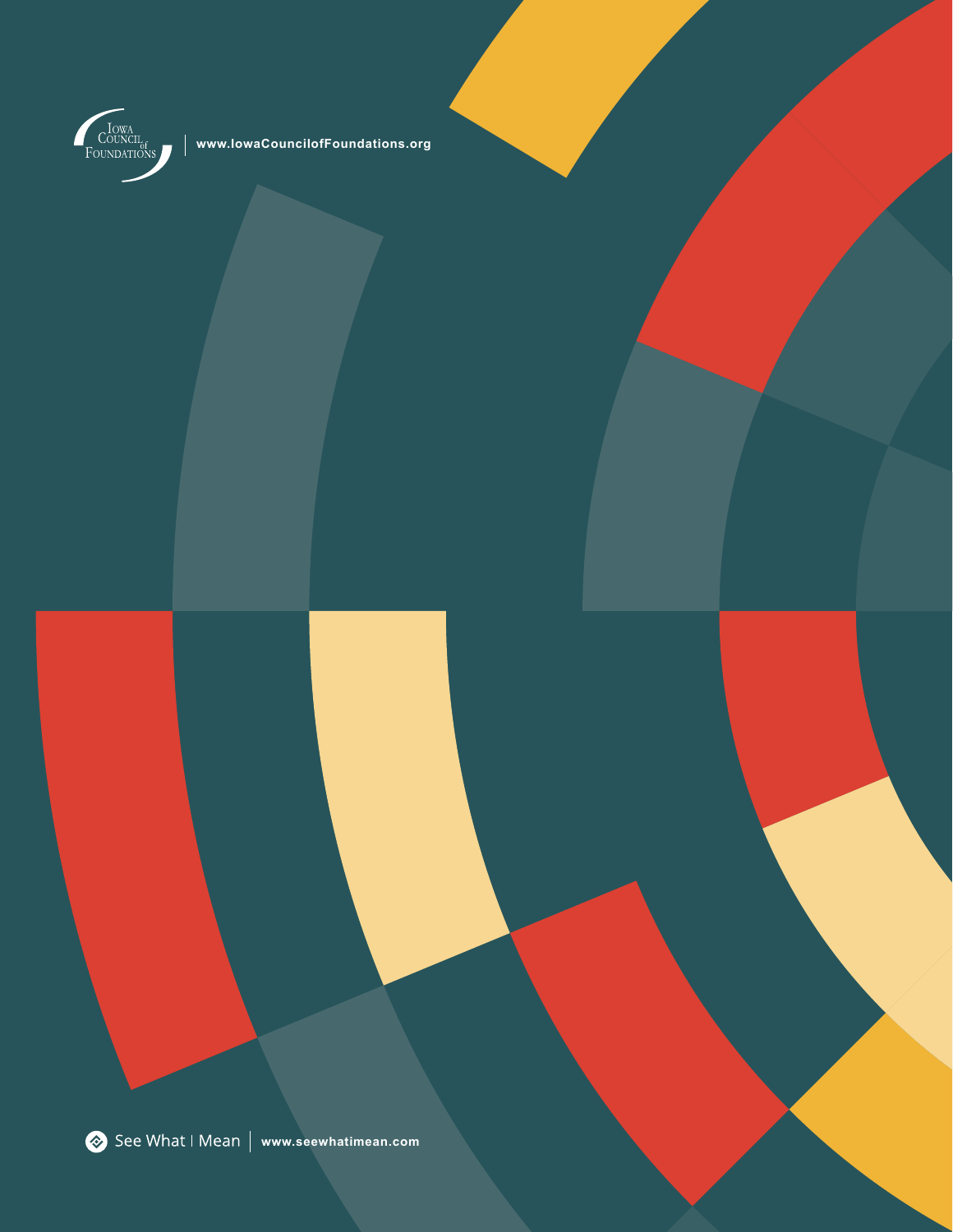Iowa Council of Foundations | www.IowaCouncilofFoundations.org

See What I Mean | www.seewhatimean.com